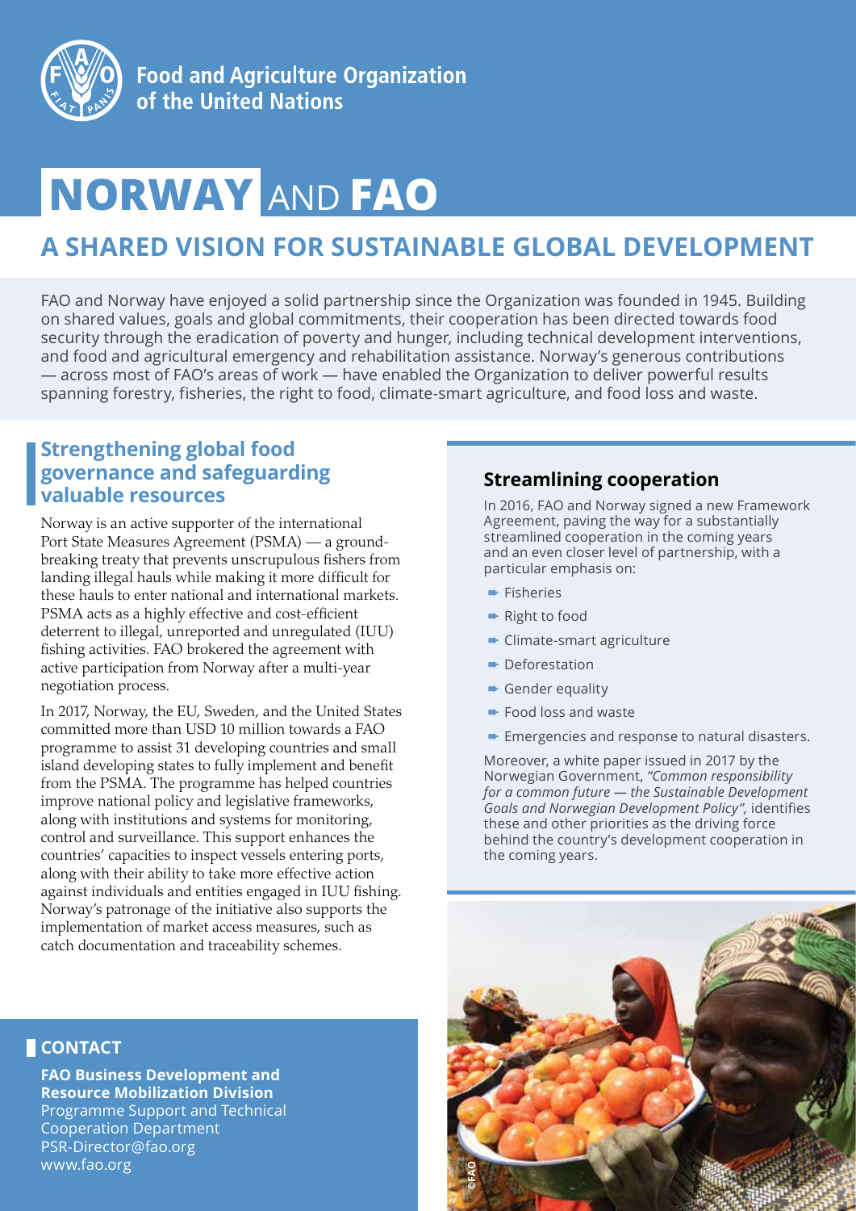Food and Agriculture Organization of the United Nations

# NORWAY AND FAO

## A SHARED VISION FOR SUSTAINABLE GLOBAL DEVELOPMENT

FAO and Norway have enjoyed a solid partnership since the Organization was founded in 1945. Building on shared values, goals and global commitments, their cooperation has been directed towards food security through the eradication of poverty and hunger, including technical development interventions, and food and agricultural emergency and rehabilitation assistance. Norway's generous contributions — across most of FAO's areas of work — have enabled the Organization to deliver powerful results spanning forestry, fisheries, the right to food, climate-smart agriculture, and food loss and waste.

### Strengthening global food governance and safeguarding valuable resources

Norway is an active supporter of the international Port State Measures Agreement (PSMA) — a ground-breaking treaty that prevents unscrupulous fishers from landing illegal hauls while making it more difficult for these hauls to enter national and international markets. PSMA acts as a highly effective and cost-efficient deterrent to illegal, unreported and unregulated (IUU) fishing activities. FAO brokered the agreement with active participation from Norway after a multi-year negotiation process.

In 2017, Norway, the EU, Sweden, and the United States committed more than USD 10 million towards a FAO programme to assist 31 developing countries and small island developing states to fully implement and benefit from the PSMA. The programme has helped countries improve national policy and legislative frameworks, along with institutions and systems for monitoring, control and surveillance. This support enhances the countries' capacities to inspect vessels entering ports, along with their ability to take more effective action against individuals and entities engaged in IUU fishing. Norway's patronage of the initiative also supports the implementation of market access measures, such as catch documentation and traceability schemes.

### Streamlining cooperation

In 2016, FAO and Norway signed a new Framework Agreement, paving the way for a substantially streamlined cooperation in the coming years and an even closer level of partnership, with a particular emphasis on:

- Fisheries
- Right to food
- Climate-smart agriculture
- Deforestation
- Gender equality
- Food loss and waste
- Emergencies and response to natural disasters.

Moreover, a white paper issued in 2017 by the Norwegian Government, *"Common responsibility for a common future — the Sustainable Development Goals and Norwegian Development Policy"*, identifies these and other priorities as the driving force behind the country's development cooperation in the coming years.

### CONTACT

**FAO Business Development and Resource Mobilization Division**
Programme Support and Technical Cooperation Department
PSR-Director@fao.org
www.fao.org

©FAO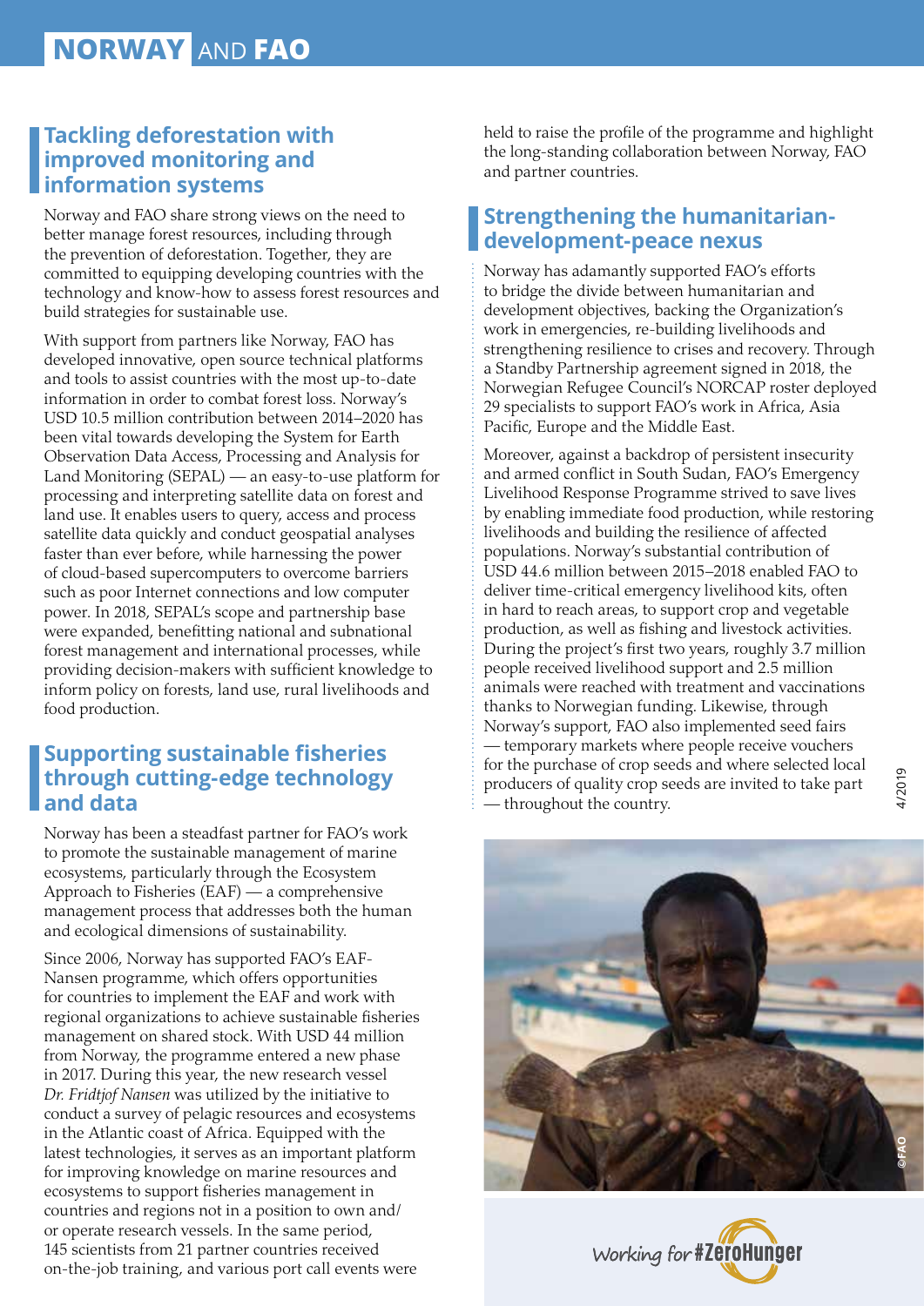# NORWAY AND FAO

## Tackling deforestation with improved monitoring and information systems

Norway and FAO share strong views on the need to better manage forest resources, including through the prevention of deforestation. Together, they are committed to equipping developing countries with the technology and know-how to assess forest resources and build strategies for sustainable use.

With support from partners like Norway, FAO has developed innovative, open source technical platforms and tools to assist countries with the most up-to-date information in order to combat forest loss. Norway's USD 10.5 million contribution between 2014–2020 has been vital towards developing the System for Earth Observation Data Access, Processing and Analysis for Land Monitoring (SEPAL) — an easy-to-use platform for processing and interpreting satellite data on forest and land use. It enables users to query, access and process satellite data quickly and conduct geospatial analyses faster than ever before, while harnessing the power of cloud-based supercomputers to overcome barriers such as poor Internet connections and low computer power. In 2018, SEPAL's scope and partnership base were expanded, benefitting national and subnational forest management and international processes, while providing decision-makers with sufficient knowledge to inform policy on forests, land use, rural livelihoods and food production.

## Supporting sustainable fisheries through cutting-edge technology and data

Norway has been a steadfast partner for FAO's work to promote the sustainable management of marine ecosystems, particularly through the Ecosystem Approach to Fisheries (EAF) — a comprehensive management process that addresses both the human and ecological dimensions of sustainability.

Since 2006, Norway has supported FAO's EAF-Nansen programme, which offers opportunities for countries to implement the EAF and work with regional organizations to achieve sustainable fisheries management on shared stock. With USD 44 million from Norway, the programme entered a new phase in 2017. During this year, the new research vessel *Dr. Fridtjof Nansen* was utilized by the initiative to conduct a survey of pelagic resources and ecosystems in the Atlantic coast of Africa. Equipped with the latest technologies, it serves as an important platform for improving knowledge on marine resources and ecosystems to support fisheries management in countries and regions not in a position to own and/or operate research vessels. In the same period, 145 scientists from 21 partner countries received on-the-job training, and various port call events were held to raise the profile of the programme and highlight the long-standing collaboration between Norway, FAO and partner countries.

## Strengthening the humanitarian-development-peace nexus

Norway has adamantly supported FAO's efforts to bridge the divide between humanitarian and development objectives, backing the Organization's work in emergencies, re-building livelihoods and strengthening resilience to crises and recovery. Through a Standby Partnership agreement signed in 2018, the Norwegian Refugee Council's NORCAP roster deployed 29 specialists to support FAO's work in Africa, Asia Pacific, Europe and the Middle East.

Moreover, against a backdrop of persistent insecurity and armed conflict in South Sudan, FAO's Emergency Livelihood Response Programme strived to save lives by enabling immediate food production, while restoring livelihoods and building the resilience of affected populations. Norway's substantial contribution of USD 44.6 million between 2015–2018 enabled FAO to deliver time-critical emergency livelihood kits, often in hard to reach areas, to support crop and vegetable production, as well as fishing and livestock activities. During the project's first two years, roughly 3.7 million people received livelihood support and 2.5 million animals were reached with treatment and vaccinations thanks to Norwegian funding. Likewise, through Norway's support, FAO also implemented seed fairs — temporary markets where people receive vouchers for the purchase of crop seeds and where selected local producers of quality crop seeds are invited to take part — throughout the country.

©FAO

Working for #ZeroHunger

4/2019